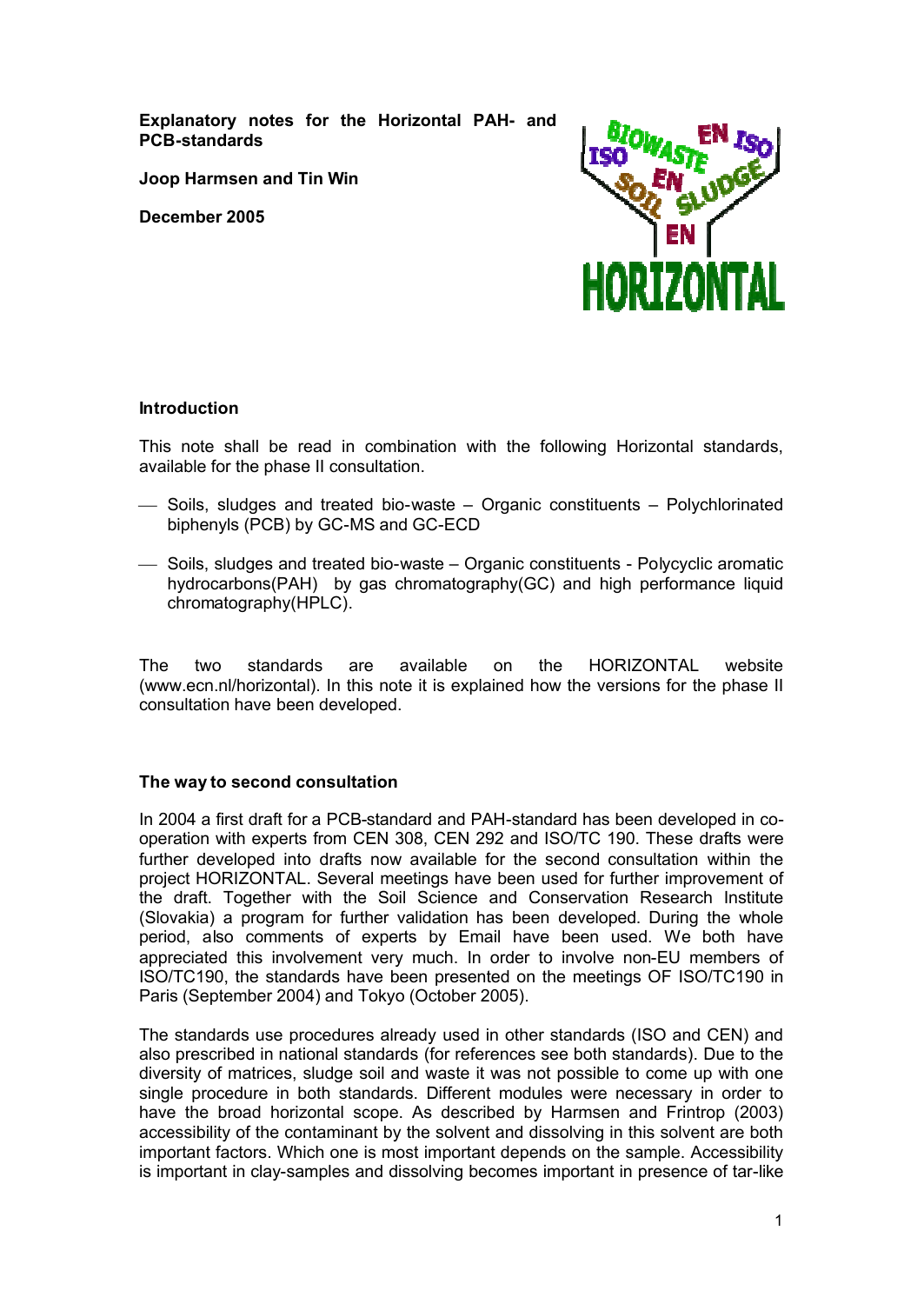**Explanatory notes for the Horizontal PAH- and PCB-standards**

**Joop Harmsen and Tin Win**

**December 2005**

## Introduction

This note shall be read in combination with the following Horizontal standards, available for the phase II consultation.

- Soils, sludges and treated bio-waste – Organic constituents – Polychlorinated biphenyls (PCB) by GC-MS and GC-ECD
- Soils, sludges and treated bio-waste – Organic constituents - Polycyclic aromatic hydrocarbons(PAH) by gas chromatography(GC) and high performance liquid chromatography(HPLC).

The two standards are available on the HORIZONTAL website (www.ecn.nl/horizontal). In this note it is explained how the versions for the phase II consultation have been developed.

## The way to second consultation

In 2004 a first draft for a PCB-standard and PAH-standard has been developed in co-operation with experts from CEN 308, CEN 292 and ISO/TC 190. These drafts were further developed into drafts now available for the second consultation within the project HORIZONTAL. Several meetings have been used for further improvement of the draft. Together with the Soil Science and Conservation Research Institute (Slovakia) a program for further validation has been developed. During the whole period, also comments of experts by Email have been used. We both have appreciated this involvement very much. In order to involve non-EU members of ISO/TC190, the standards have been presented on the meetings OF ISO/TC190 in Paris (September 2004) and Tokyo (October 2005).

The standards use procedures already used in other standards (ISO and CEN) and also prescribed in national standards (for references see both standards). Due to the diversity of matrices, sludge soil and waste it was not possible to come up with one single procedure in both standards. Different modules were necessary in order to have the broad horizontal scope. As described by Harmsen and Frintrop (2003) accessibility of the contaminant by the solvent and dissolving in this solvent are both important factors. Which one is most important depends on the sample. Accessibility is important in clay-samples and dissolving becomes important in presence of tar-like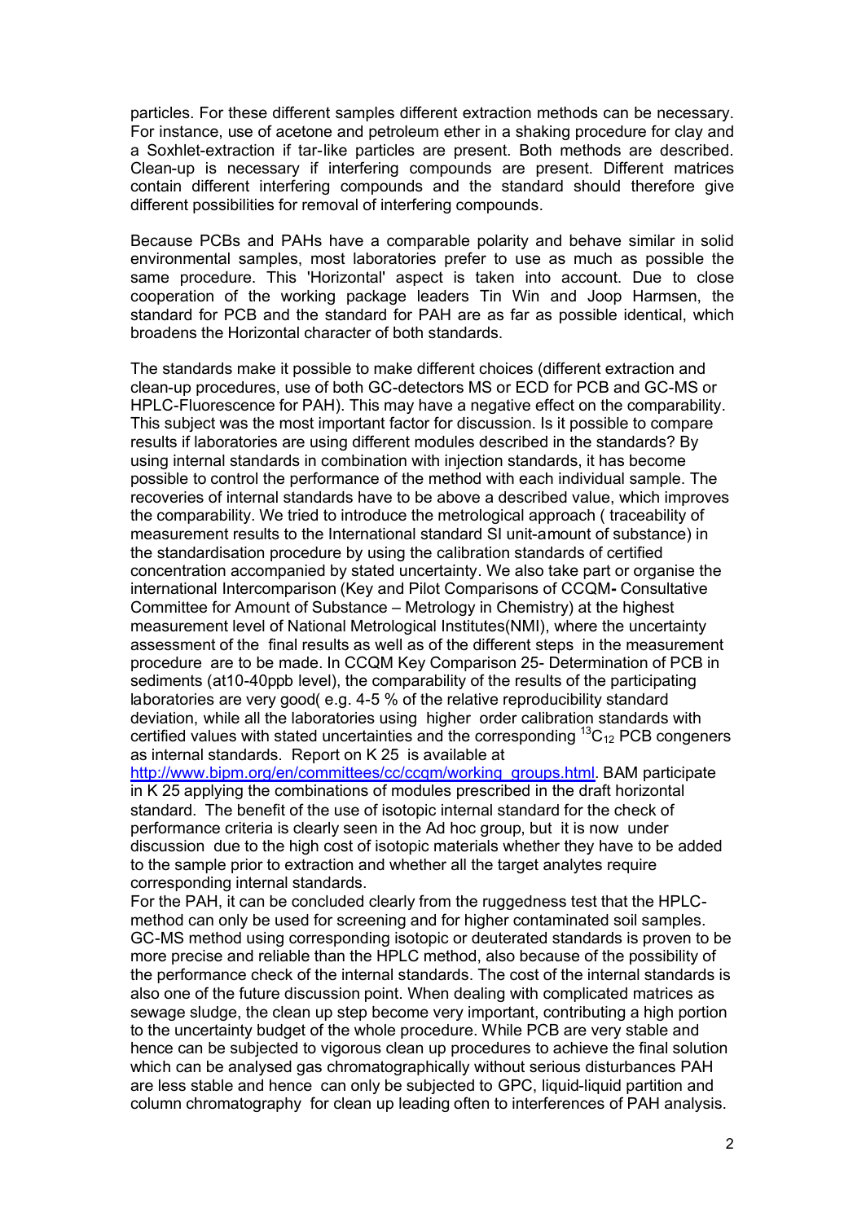particles. For these different samples different extraction methods can be necessary. For instance, use of acetone and petroleum ether in a shaking procedure for clay and a Soxhlet-extraction if tar-like particles are present. Both methods are described. Clean-up is necessary if interfering compounds are present. Different matrices contain different interfering compounds and the standard should therefore give different possibilities for removal of interfering compounds.

Because PCBs and PAHs have a comparable polarity and behave similar in solid environmental samples, most laboratories prefer to use as much as possible the same procedure. This 'Horizontal' aspect is taken into account. Due to close cooperation of the working package leaders Tin Win and Joop Harmsen, the standard for PCB and the standard for PAH are as far as possible identical, which broadens the Horizontal character of both standards.

The standards make it possible to make different choices (different extraction and clean-up procedures, use of both GC-detectors MS or ECD for PCB and GC-MS or HPLC-Fluorescence for PAH). This may have a negative effect on the comparability. This subject was the most important factor for discussion. Is it possible to compare results if laboratories are using different modules described in the standards? By using internal standards in combination with injection standards, it has become possible to control the performance of the method with each individual sample. The recoveries of internal standards have to be above a described value, which improves the comparability. We tried to introduce the metrological approach ( traceability of measurement results to the International standard SI unit-amount of substance) in the standardisation procedure by using the calibration standards of certified concentration accompanied by stated uncertainty. We also take part or organise the international Intercomparison (Key and Pilot Comparisons of CCQM**-** Consultative Committee for Amount of Substance – Metrology in Chemistry) at the highest measurement level of National Metrological Institutes(NMI), where the uncertainty assessment of the final results as well as of the different steps in the measurement procedure are to be made. In CCQM Key Comparison 25- Determination of PCB in sediments (at10-40ppb level), the comparability of the results of the participating laboratories are very good( e.g. 4-5 % of the relative reproducibility standard deviation, while all the laboratories using higher order calibration standards with certified values with stated uncertainties and the corresponding $^{13}C_{12}$ PCB congeners as internal standards. Report on K 25 is available at http://www.bipm.org/en/committees/cc/ccqm/working_groups.html. BAM participate in K 25 applying the combinations of modules prescribed in the draft horizontal standard. The benefit of the use of isotopic internal standard for the check of performance criteria is clearly seen in the Ad hoc group, but it is now under discussion due to the high cost of isotopic materials whether they have to be added to the sample prior to extraction and whether all the target analytes require corresponding internal standards.

For the PAH, it can be concluded clearly from the ruggedness test that the HPLC-method can only be used for screening and for higher contaminated soil samples. GC-MS method using corresponding isotopic or deuterated standards is proven to be more precise and reliable than the HPLC method, also because of the possibility of the performance check of the internal standards. The cost of the internal standards is also one of the future discussion point. When dealing with complicated matrices as sewage sludge, the clean up step become very important, contributing a high portion to the uncertainty budget of the whole procedure. While PCB are very stable and hence can be subjected to vigorous clean up procedures to achieve the final solution which can be analysed gas chromatographically without serious disturbances PAH are less stable and hence can only be subjected to GPC, liquid-liquid partition and column chromatography for clean up leading often to interferences of PAH analysis.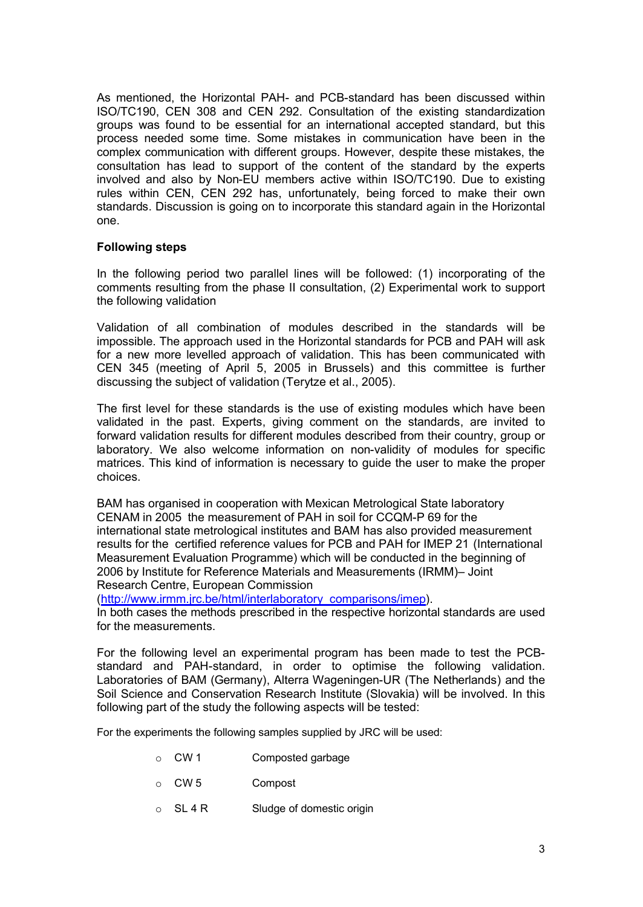As mentioned, the Horizontal PAH- and PCB-standard has been discussed within ISO/TC190, CEN 308 and CEN 292. Consultation of the existing standardization groups was found to be essential for an international accepted standard, but this process needed some time. Some mistakes in communication have been in the complex communication with different groups. However, despite these mistakes, the consultation has lead to support of the content of the standard by the experts involved and also by Non-EU members active within ISO/TC190. Due to existing rules within CEN, CEN 292 has, unfortunately, being forced to make their own standards. Discussion is going on to incorporate this standard again in the Horizontal one.

**Following steps**

In the following period two parallel lines will be followed: (1) incorporating of the comments resulting from the phase II consultation, (2) Experimental work to support the following validation

Validation of all combination of modules described in the standards will be impossible. The approach used in the Horizontal standards for PCB and PAH will ask for a new more levelled approach of validation. This has been communicated with CEN 345 (meeting of April 5, 2005 in Brussels) and this committee is further discussing the subject of validation (Terytze et al., 2005).

The first level for these standards is the use of existing modules which have been validated in the past. Experts, giving comment on the standards, are invited to forward validation results for different modules described from their country, group or laboratory. We also welcome information on non-validity of modules for specific matrices. This kind of information is necessary to guide the user to make the proper choices.

BAM has organised in cooperation with Mexican Metrological State laboratory CENAM in 2005 the measurement of PAH in soil for CCQM-P 69 for the international state metrological institutes and BAM has also provided measurement results for the certified reference values for PCB and PAH for IMEP 21 (International Measurement Evaluation Programme) which will be conducted in the beginning of 2006 by Institute for Reference Materials and Measurements (IRMM)– Joint Research Centre, European Commission (http://www.irmm.jrc.be/html/interlaboratory_comparisons/imep).
In both cases the methods prescribed in the respective horizontal standards are used for the measurements.

For the following level an experimental program has been made to test the PCB-standard and PAH-standard, in order to optimise the following validation. Laboratories of BAM (Germany), Alterra Wageningen-UR (The Netherlands) and the Soil Science and Conservation Research Institute (Slovakia) will be involved. In this following part of the study the following aspects will be tested:

For the experiments the following samples supplied by JRC will be used:

- CW 1 Composted garbage
- CW 5 Compost
- SL 4 R Sludge of domestic origin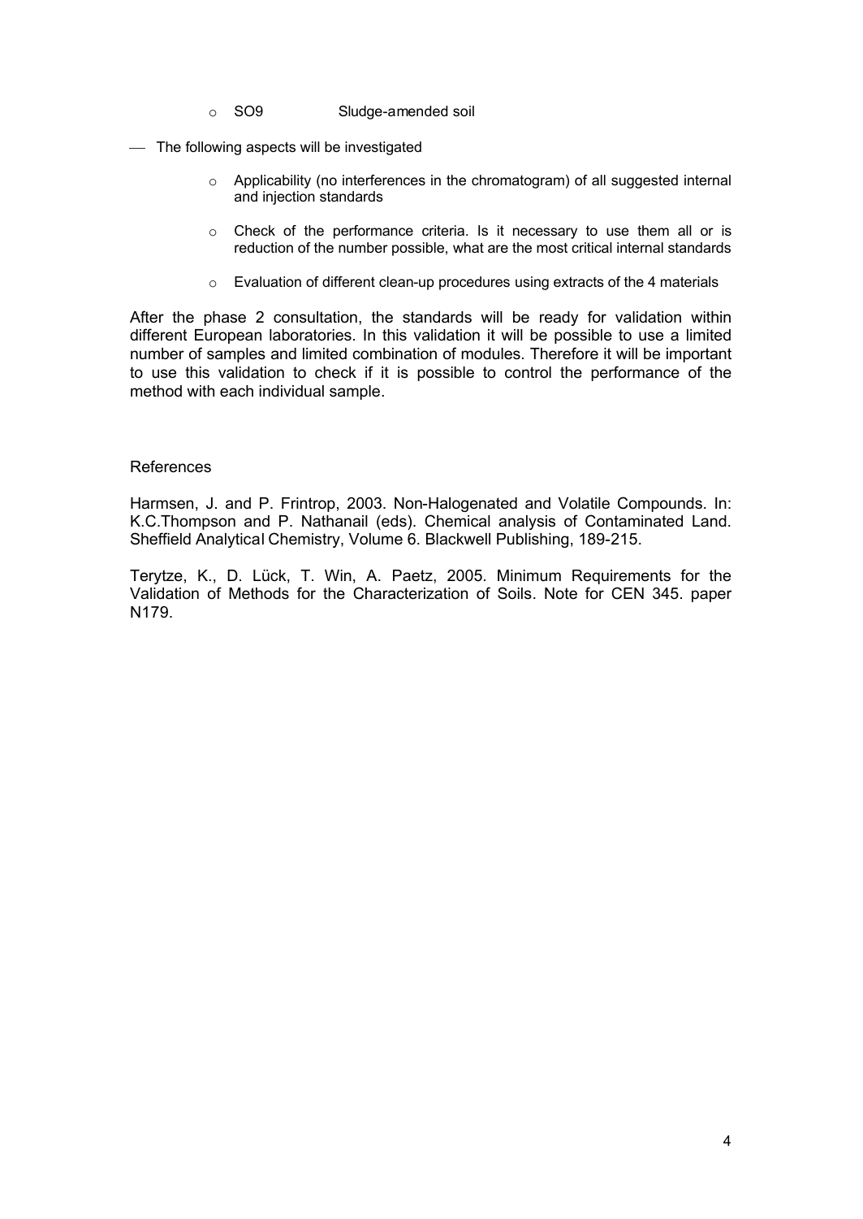- SO9 Sludge-amended soil

- The following aspects will be investigated

  - Applicability (no interferences in the chromatogram) of all suggested internal and injection standards

  - Check of the performance criteria. Is it necessary to use them all or is reduction of the number possible, what are the most critical internal standards

  - Evaluation of different clean-up procedures using extracts of the 4 materials

After the phase 2 consultation, the standards will be ready for validation within different European laboratories. In this validation it will be possible to use a limited number of samples and limited combination of modules. Therefore it will be important to use this validation to check if it is possible to control the performance of the method with each individual sample.

References

Harmsen, J. and P. Frintrop, 2003. Non-Halogenated and Volatile Compounds. In: K.C.Thompson and P. Nathanail (eds). Chemical analysis of Contaminated Land. Sheffield Analytical Chemistry, Volume 6. Blackwell Publishing, 189-215.

Terytze, K., D. Lück, T. Win, A. Paetz, 2005. Minimum Requirements for the Validation of Methods for the Characterization of Soils. Note for CEN 345. paper N179.